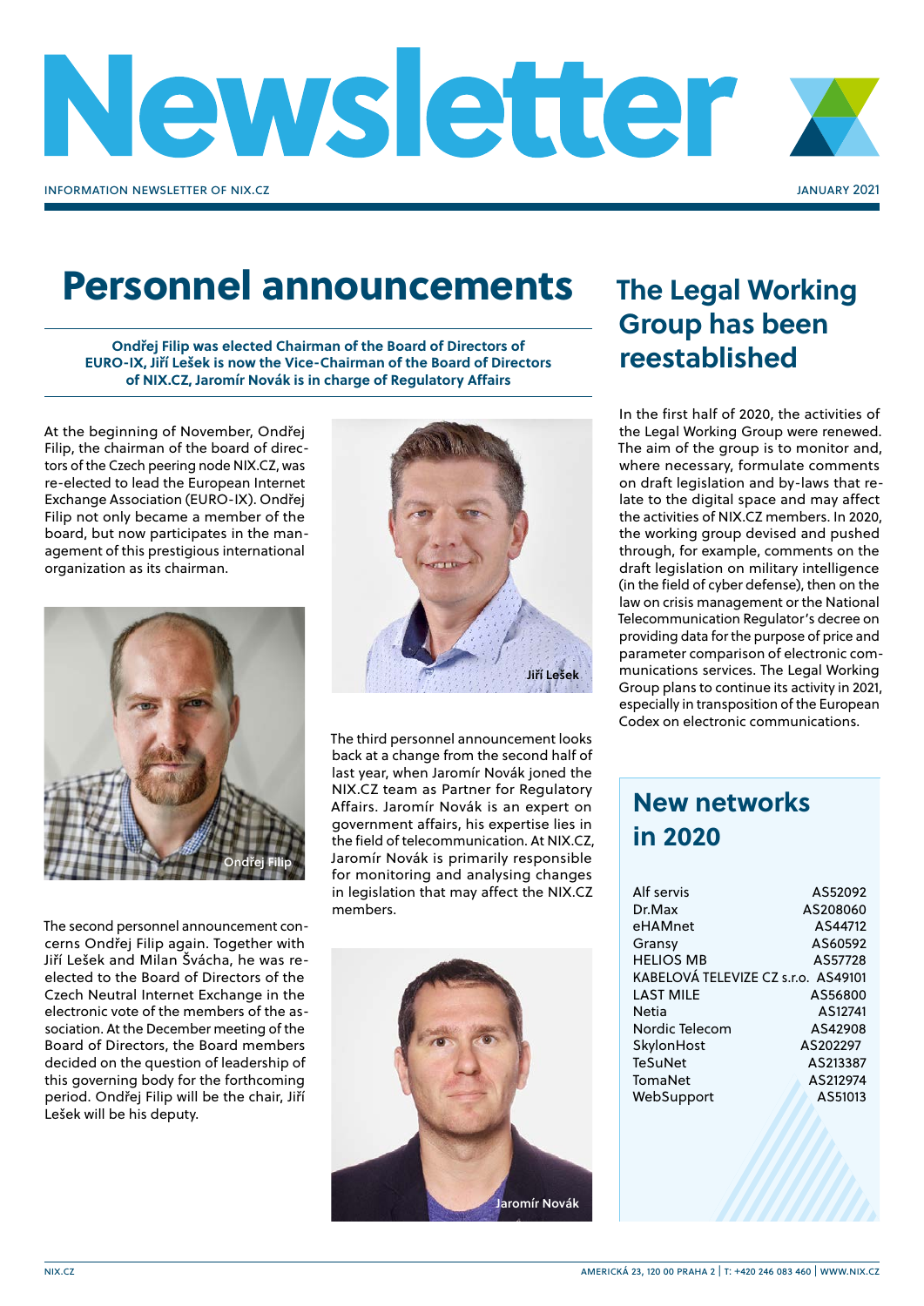# Newsletter

INFORMATION NEWSLETTER OF NIX.CZ

JANUARY 2021

## Personnel announcements

**Ondřej Filip was elected Chairman of the Board of Directors of EURO-IX, Jiří Lešek is now the Vice-Chairman of the Board of Directors of NIX.CZ, Jaromír Novák is in charge of Regulatory Affairs**

At the beginning of November, Ondřej Filip, the chairman of the board of directors of the Czech peering node NIX.CZ, was re-elected to lead the European Internet Exchange Association (EURO-IX). Ondřej Filip not only became a member of the board, but now participates in the management of this prestigious international organization as its chairman.

Ondřej Filip

The second personnel announcement concerns Ondřej Filip again. Together with Jiří Lešek and Milan Švácha, he was re-elected to the Board of Directors of the Czech Neutral Internet Exchange in the electronic vote of the members of the association. At the December meeting of the Board of Directors, the Board members decided on the question of leadership of this governing body for the forthcoming period. Ondřej Filip will be the chair, Jiří Lešek will be his deputy.

Jiří Lešek

The third personnel announcement looks back at a change from the second half of last year, when Jaromír Novák joned the NIX.CZ team as Partner for Regulatory Affairs. Jaromír Novák is an expert on government affairs, his expertise lies in the field of telecommunication. At NIX.CZ, Jaromír Novák is primarily responsible for monitoring and analysing changes in legislation that may affect the NIX.CZ members.

Jaromír Novák

## The Legal Working Group has been reestablished

In the first half of 2020, the activities of the Legal Working Group were renewed. The aim of the group is to monitor and, where necessary, formulate comments on draft legislation and by-laws that relate to the digital space and may affect the activities of NIX.CZ members. In 2020, the working group devised and pushed through, for example, comments on the draft legislation on military intelligence (in the field of cyber defense), then on the law on crisis management or the National Telecommunication Regulator's decree on providing data for the purpose of price and parameter comparison of electronic communications services. The Legal Working Group plans to continue its activity in 2021, especially in transposition of the European Codex on electronic communications.

## New networks in 2020

| | |
|---|---|
| Alf servis | AS52092 |
| Dr.Max | AS208060 |
| eHAMnet | AS44712 |
| Gransy | AS60592 |
| HELIOS MB | AS57728 |
| KABELOVÁ TELEVIZE CZ s.r.o. | AS49101 |
| LAST MILE | AS56800 |
| Netia | AS12741 |
| Nordic Telecom | AS42908 |
| SkylonHost | AS202297 |
| TeSuNet | AS213387 |
| TomaNet | AS212974 |
| WebSupport | AS51013 |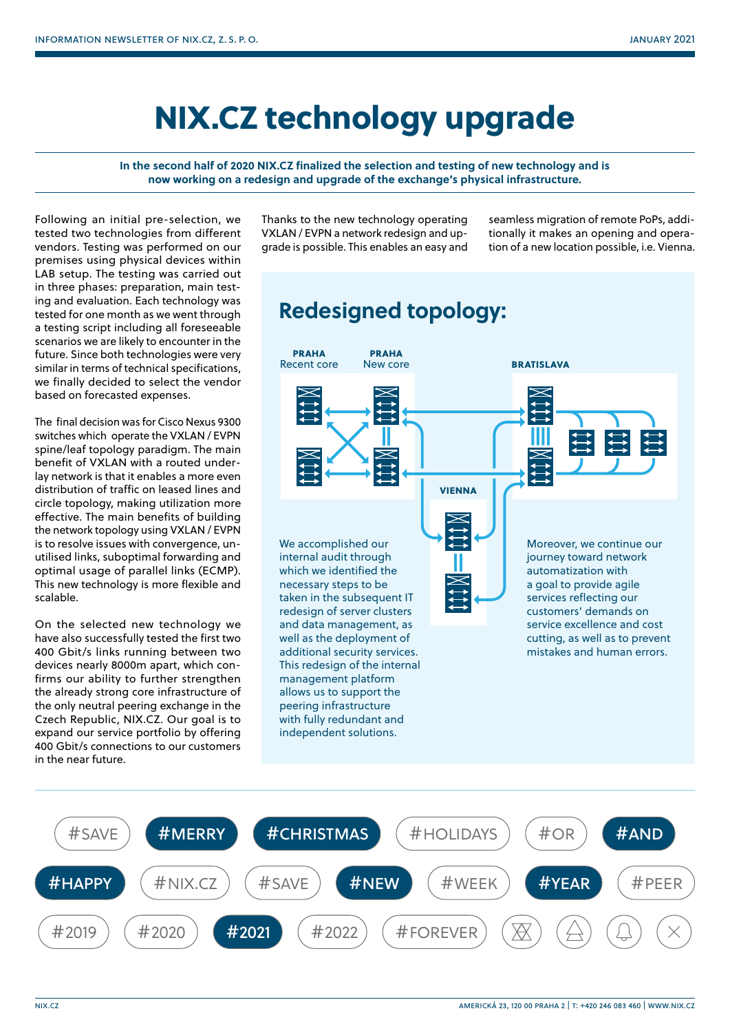# NIX.CZ technology upgrade

**In the second half of 2020 NIX.CZ finalized the selection and testing of new technology and is now working on a redesign and upgrade of the exchange's physical infrastructure.**

Following an initial pre-selection, we tested two technologies from different vendors. Testing was performed on our premises using physical devices within LAB setup. The testing was carried out in three phases: preparation, main testing and evaluation. Each technology was tested for one month as we went through a testing script including all foreseeable scenarios we are likely to encounter in the future. Since both technologies were very similar in terms of technical specifications, we finally decided to select the vendor based on forecasted expenses.

The final decision was for Cisco Nexus 9300 switches which operate the VXLAN / EVPN spine/leaf topology paradigm. The main benefit of VXLAN with a routed underlay network is that it enables a more even distribution of traffic on leased lines and circle topology, making utilization more effective. The main benefits of building the network topology using VXLAN / EVPN is to resolve issues with convergence, unutilised links, suboptimal forwarding and optimal usage of parallel links (ECMP). This new technology is more flexible and scalable.

On the selected new technology we have also successfully tested the first two 400 Gbit/s links running between two devices nearly 8000m apart, which confirms our ability to further strengthen the already strong core infrastructure of the only neutral peering exchange in the Czech Republic, NIX.CZ. Our goal is to expand our service portfolio by offering 400 Gbit/s connections to our customers in the near future.

Thanks to the new technology operating VXLAN / EVPN a network redesign and upgrade is possible. This enables an easy and seamless migration of remote PoPs, additionally it makes an opening and operation of a new location possible, i.e. Vienna.

## Redesigned topology:

PRAHA
Recent core

PRAHA
New core

BRATISLAVA

VIENNA

We accomplished our internal audit through which we identified the necessary steps to be taken in the subsequent IT redesign of server clusters and data management, as well as the deployment of additional security services. This redesign of the internal management platform allows us to support the peering infrastructure with fully redundant and independent solutions.

Moreover, we continue our journey toward network automatization with a goal to provide agile services reflecting our customers' demands on service excellence and cost cutting, as well as to prevent mistakes and human errors.

#SAVE #MERRY #CHRISTMAS #HOLIDAYS #OR #AND #HAPPY #NIX.CZ #SAVE #NEW #WEEK #YEAR #PEER #2019 #2020 #2021 #2022 #FOREVER